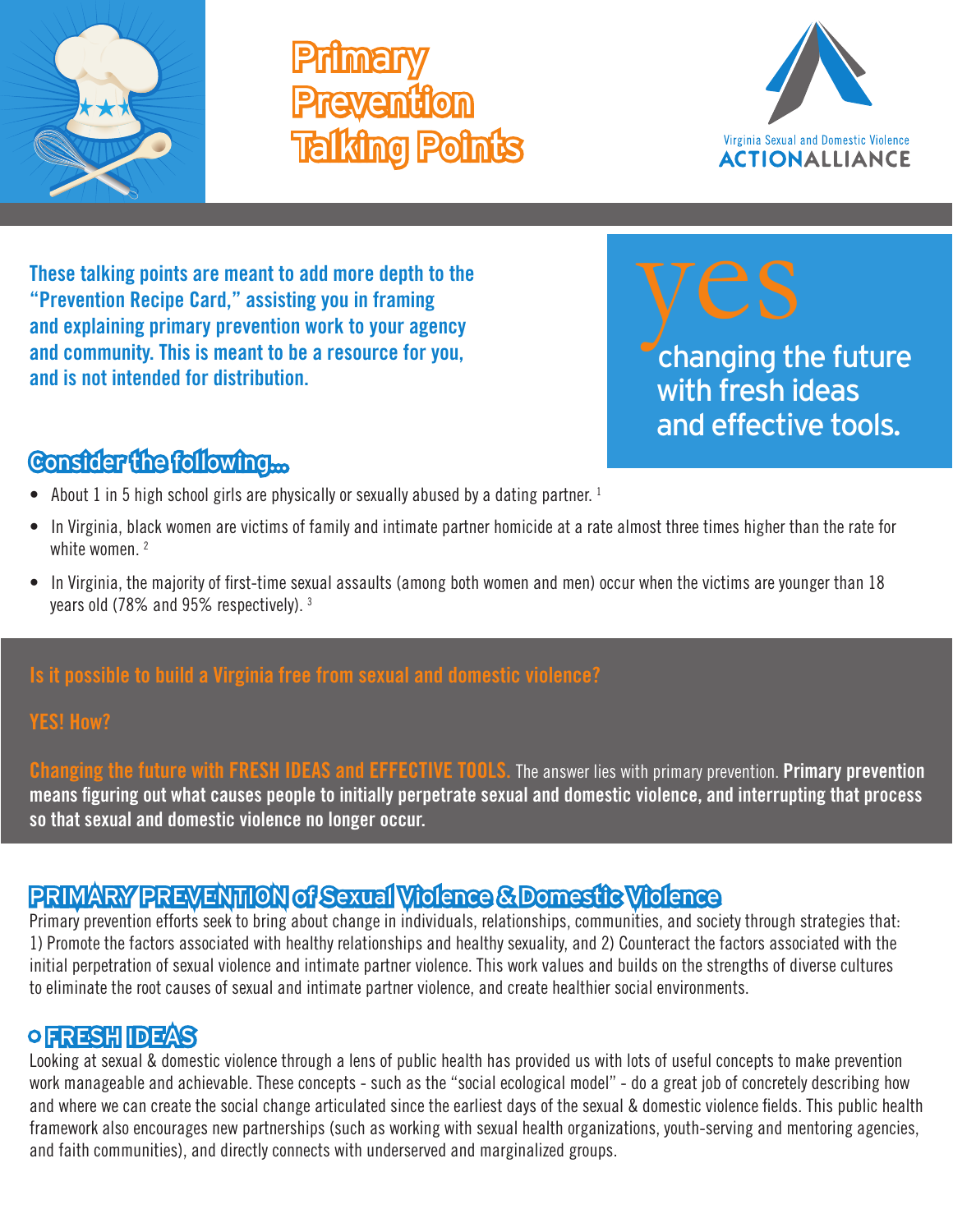# Primary Prevention Talking Points

Virginia Sexual and Domestic Violence ACTIONALLIANCE

**These talking points are meant to add more depth to the "Prevention Recipe Card," assisting you in framing and explaining primary prevention work to your agency and community. This is meant to be a resource for you, and is not intended for distribution.**

yes changing the future with fresh ideas and effective tools.

## Consider the following...

- About 1 in 5 high school girls are physically or sexually abused by a dating partner. [1]
- In Virginia, black women are victims of family and intimate partner homicide at a rate almost three times higher than the rate for white women. [2]
- In Virginia, the majority of first-time sexual assaults (among both women and men) occur when the victims are younger than 18 years old (78% and 95% respectively). [3]

**Is it possible to build a Virginia free from sexual and domestic violence?**

**YES! How?**

**Changing the future with FRESH IDEAS and EFFECTIVE TOOLS.** The answer lies with primary prevention. **Primary prevention means figuring out what causes people to initially perpetrate sexual and domestic violence, and interrupting that process so that sexual and domestic violence no longer occur.**

## PRIMARY PREVENTION of Sexual Violence & Domestic Violence

Primary prevention efforts seek to bring about change in individuals, relationships, communities, and society through strategies that: 1) Promote the factors associated with healthy relationships and healthy sexuality, and 2) Counteract the factors associated with the initial perpetration of sexual violence and intimate partner violence. This work values and builds on the strengths of diverse cultures to eliminate the root causes of sexual and intimate partner violence, and create healthier social environments.

## FRESH IDEAS

Looking at sexual & domestic violence through a lens of public health has provided us with lots of useful concepts to make prevention work manageable and achievable. These concepts - such as the "social ecological model" - do a great job of concretely describing how and where we can create the social change articulated since the earliest days of the sexual & domestic violence fields. This public health framework also encourages new partnerships (such as working with sexual health organizations, youth-serving and mentoring agencies, and faith communities), and directly connects with underserved and marginalized groups.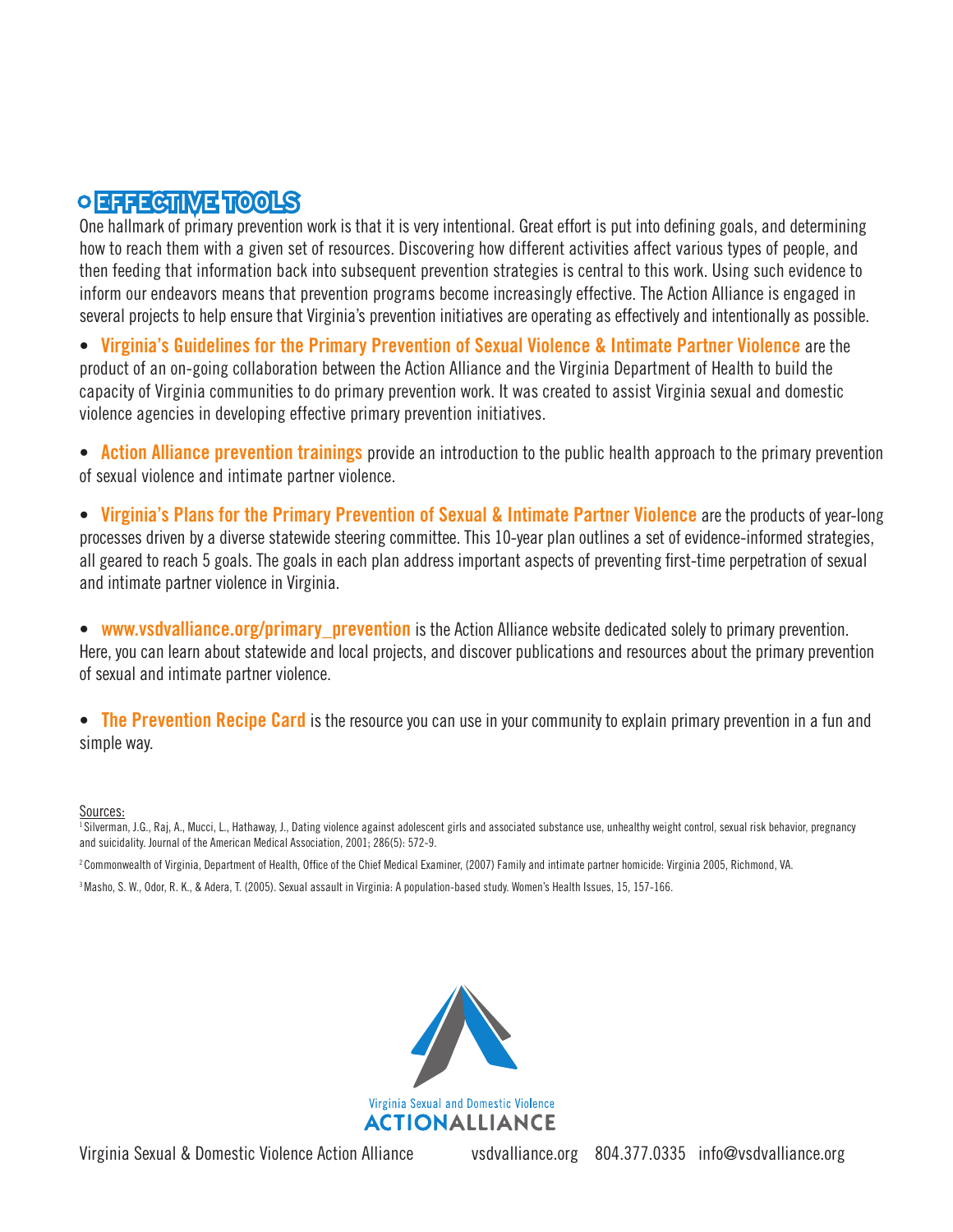## EFFECTIVE TOOLS

One hallmark of primary prevention work is that it is very intentional. Great effort is put into defining goals, and determining how to reach them with a given set of resources. Discovering how different activities affect various types of people, and then feeding that information back into subsequent prevention strategies is central to this work. Using such evidence to inform our endeavors means that prevention programs become increasingly effective. The Action Alliance is engaged in several projects to help ensure that Virginia's prevention initiatives are operating as effectively and intentionally as possible.

- **Virginia's Guidelines for the Primary Prevention of Sexual Violence & Intimate Partner Violence** are the product of an on-going collaboration between the Action Alliance and the Virginia Department of Health to build the capacity of Virginia communities to do primary prevention work. It was created to assist Virginia sexual and domestic violence agencies in developing effective primary prevention initiatives.

- **Action Alliance prevention trainings** provide an introduction to the public health approach to the primary prevention of sexual violence and intimate partner violence.

- **Virginia's Plans for the Primary Prevention of Sexual & Intimate Partner Violence** are the products of year-long processes driven by a diverse statewide steering committee. This 10-year plan outlines a set of evidence-informed strategies, all geared to reach 5 goals. The goals in each plan address important aspects of preventing first-time perpetration of sexual and intimate partner violence in Virginia.

- **www.vsdvalliance.org/primary_prevention** is the Action Alliance website dedicated solely to primary prevention. Here, you can learn about statewide and local projects, and discover publications and resources about the primary prevention of sexual and intimate partner violence.

- **The Prevention Recipe Card** is the resource you can use in your community to explain primary prevention in a fun and simple way.

Sources:

[1] Silverman, J.G., Raj, A., Mucci, L., Hathaway, J., Dating violence against adolescent girls and associated substance use, unhealthy weight control, sexual risk behavior, pregnancy and suicidality. Journal of the American Medical Association, 2001; 286(5): 572-9.

[2] Commonwealth of Virginia, Department of Health, Office of the Chief Medical Examiner, (2007) Family and intimate partner homicide: Virginia 2005, Richmond, VA.

[3] Masho, S. W., Odor, R. K., & Adera, T. (2005). Sexual assault in Virginia: A population-based study. Women's Health Issues, 15, 157-166.

Virginia Sexual and Domestic Violence
ACTIONALLIANCE

Virginia Sexual & Domestic Violence Action Alliance vsdvalliance.org 804.377.0335 info@vsdvalliance.org